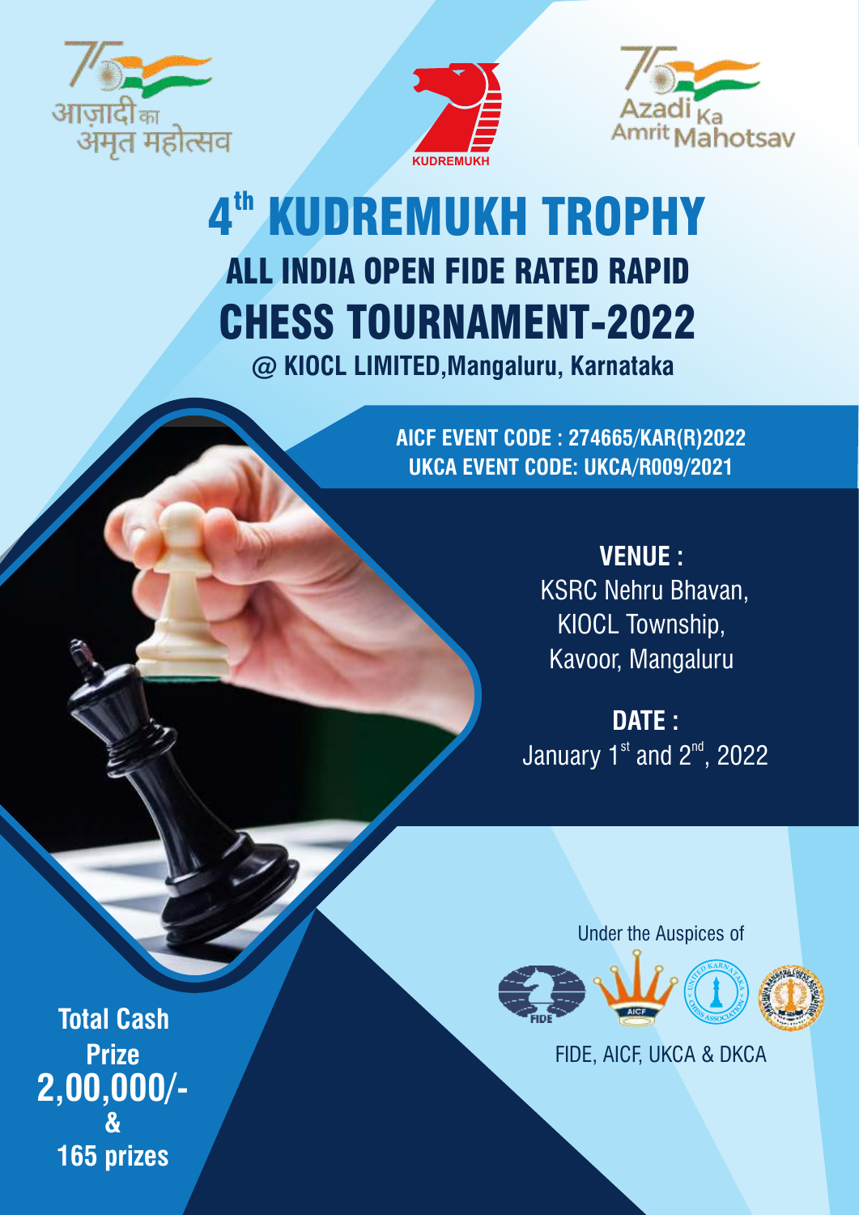आज़ादी का अमृत महोत्सव

KUDREMUKH

Azadi Ka Amrit Mahotsav

# 4th KUDREMUKH TROPHY

## ALL INDIA OPEN FIDE RATED RAPID

# CHESS TOURNAMENT-2022

**@ KIOCL LIMITED,Mangaluru, Karnataka**

**AICF EVENT CODE : 274665/KAR(R)2022**
**UKCA EVENT CODE: UKCA/R009/2021**

**VENUE :**
KSRC Nehru Bhavan,
KIOCL Township,
Kavoor, Mangaluru

**DATE :**
January 1st and 2nd, 2022

**Total Cash Prize**
**2,00,000/-**
**&**
**165 prizes**

Under the Auspices of

FIDE, AICF, UKCA & DKCA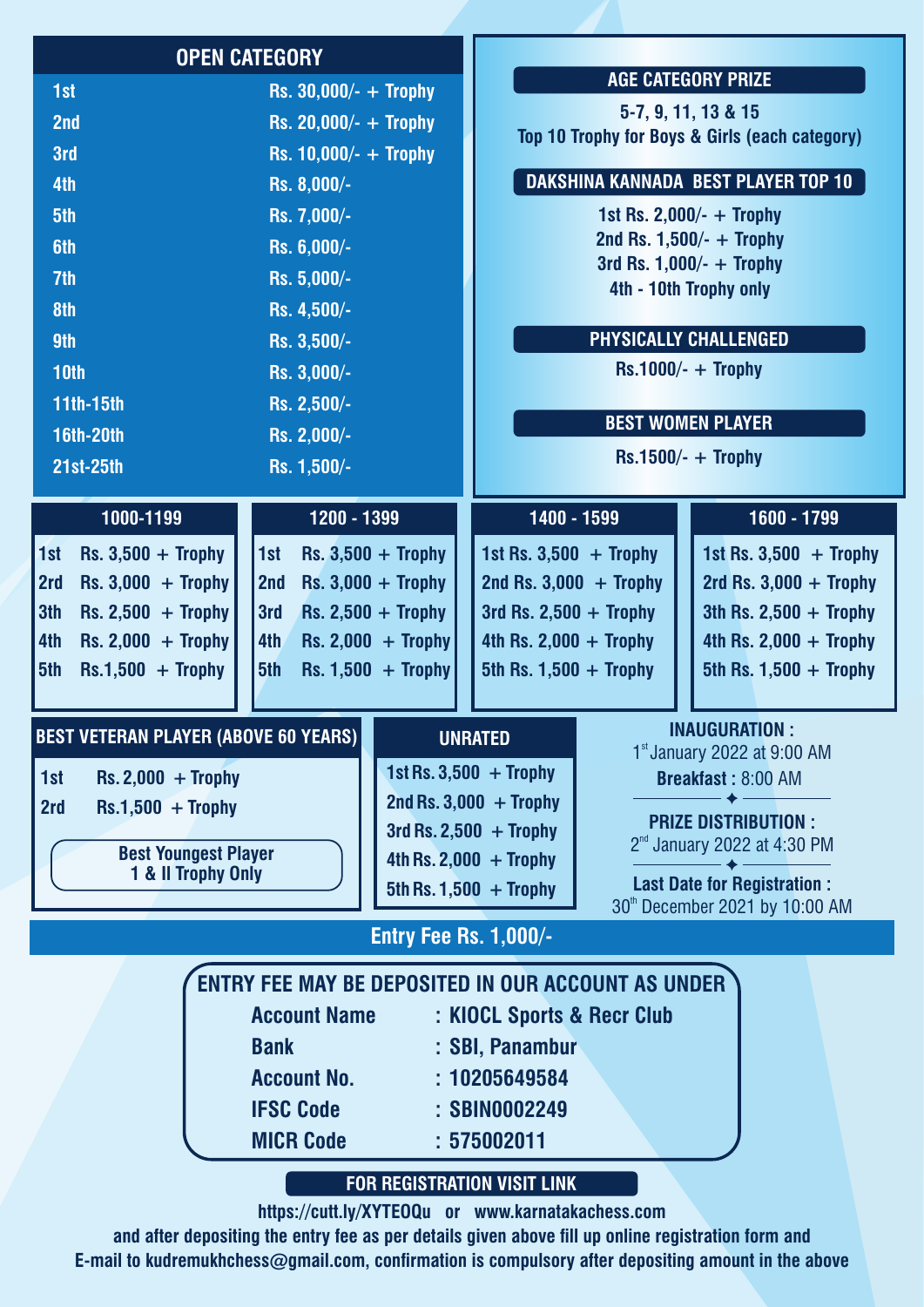## OPEN CATEGORY

| Rank | Prize |
|---|---|
| 1st | Rs. 30,000/- + Trophy |
| 2nd | Rs. 20,000/- + Trophy |
| 3rd | Rs. 10,000/- + Trophy |
| 4th | Rs. 8,000/- |
| 5th | Rs. 7,000/- |
| 6th | Rs. 6,000/- |
| 7th | Rs. 5,000/- |
| 8th | Rs. 4,500/- |
| 9th | Rs. 3,500/- |
| 10th | Rs. 3,000/- |
| 11th-15th | Rs. 2,500/- |
| 16th-20th | Rs. 2,000/- |
| 21st-25th | Rs. 1,500/- |

### AGE CATEGORY PRIZE

5-7, 9, 11, 13 & 15
Top 10 Trophy for Boys & Girls (each category)

### DAKSHINA KANNADA BEST PLAYER TOP 10

1st Rs. 2,000/- + Trophy
2nd Rs. 1,500/- + Trophy
3rd Rs. 1,000/- + Trophy
4th - 10th Trophy only

### PHYSICALLY CHALLENGED

Rs.1000/- + Trophy

### BEST WOMEN PLAYER

Rs.1500/- + Trophy

| 1000-1199 | 1200 - 1399 | 1400 - 1599 | 1600 - 1799 |
|---|---|---|---|
| 1st Rs. 3,500 + Trophy | 1st Rs. 3,500 + Trophy | 1st Rs. 3,500 + Trophy | 1st Rs. 3,500 + Trophy |
| 2rd Rs. 3,000 + Trophy | 2nd Rs. 3,000 + Trophy | 2nd Rs. 3,000 + Trophy | 2rd Rs. 3,000 + Trophy |
| 3th Rs. 2,500 + Trophy | 3rd Rs. 2,500 + Trophy | 3rd Rs. 2,500 + Trophy | 3th Rs. 2,500 + Trophy |
| 4th Rs. 2,000 + Trophy | 4th Rs. 2,000 + Trophy | 4th Rs. 2,000 + Trophy | 4th Rs. 2,000 + Trophy |
| 5th Rs.1,500 + Trophy | 5th Rs. 1,500 + Trophy | 5th Rs. 1,500 + Trophy | 5th Rs. 1,500 + Trophy |

### BEST VETERAN PLAYER (ABOVE 60 YEARS)

| Rank | Prize |
|---|---|
| 1st | Rs. 2,000 + Trophy |
| 2rd | Rs.1,500 + Trophy |

**Best Youngest Player**
**1 & II Trophy Only**

### UNRATED

1st Rs. 3,500 + Trophy
2nd Rs. 3,000 + Trophy
3rd Rs. 2,500 + Trophy
4th Rs. 2,000 + Trophy
5th Rs. 1,500 + Trophy

**INAUGURATION :**
1st January 2022 at 9:00 AM
**Breakfast :** 8:00 AM

**PRIZE DISTRIBUTION :**
2nd January 2022 at 4:30 PM

**Last Date for Registration :**
30th December 2021 by 10:00 AM

## Entry Fee Rs. 1,000/-

### ENTRY FEE MAY BE DEPOSITED IN OUR ACCOUNT AS UNDER

| | |
|---|---|
| Account Name | : KIOCL Sports & Recr Club |
| Bank | : SBI, Panambur |
| Account No. | : 10205649584 |
| IFSC Code | : SBIN0002249 |
| MICR Code | : 575002011 |

### FOR REGISTRATION VISIT LINK

https://cutt.ly/XYTEOQu or www.karnatakachess.com

and after depositing the entry fee as per details given above fill up online registration form and E-mail to kudremukhchess@gmail.com, confirmation is compulsory after depositing amount in the above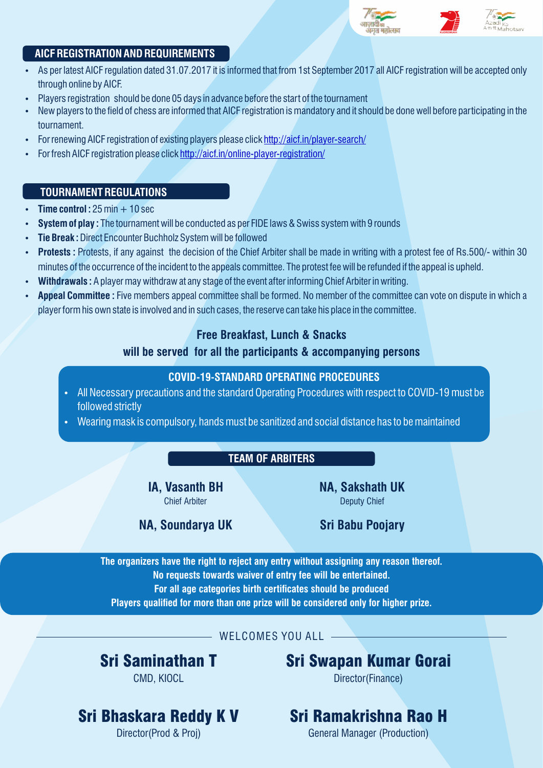## AICF REGISTRATION AND REQUIREMENTS

- As per latest AICF regulation dated 31.07.2017 it is informed that from 1st September 2017 all AICF registration will be accepted only through online by AICF.
- Players registration should be done 05 days in advance before the start of the tournament
- New players to the field of chess are informed that AICF registration is mandatory and it should be done well before participating in the tournament.
- For renewing AICF registration of existing players please click http://aicf.in/player-search/
- For fresh AICF registration please click http://aicf.in/online-player-registration/

## TOURNAMENT REGULATIONS

- **Time control :** 25 min + 10 sec
- **System of play :** The tournament will be conducted as per FIDE laws & Swiss system with 9 rounds
- **Tie Break :** Direct Encounter Buchholz System will be followed
- **Protests :** Protests, if any against the decision of the Chief Arbiter shall be made in writing with a protest fee of Rs.500/- within 30 minutes of the occurrence of the incident to the appeals committee. The protest fee will be refunded if the appeal is upheld.
- **Withdrawals :** A player may withdraw at any stage of the event after informing Chief Arbiter in writing.
- **Appeal Committee :** Five members appeal committee shall be formed. No member of the committee can vote on dispute in which a player form his own state is involved and in such cases, the reserve can take his place in the committee.

**Free Breakfast, Lunch & Snacks**
**will be served for all the participants & accompanying persons**

## COVID-19-STANDARD OPERATING PROCEDURES

- All Necessary precautions and the standard Operating Procedures with respect to COVID-19 must be followed strictly
- Wearing mask is compulsory, hands must be sanitized and social distance has to be maintained

## TEAM OF ARBITERS

**IA, Vasanth BH**
Chief Arbiter

**NA, Sakshath UK**
Deputy Chief

**NA, Soundarya UK**

**Sri Babu Poojary**

**The organizers have the right to reject any entry without assigning any reason thereof.**
**No requests towards waiver of entry fee will be entertained.**
**For all age categories birth certificates should be produced**
**Players qualified for more than one prize will be considered only for higher prize.**

WELCOMES YOU ALL

**Sri Saminathan T**
CMD, KIOCL

**Sri Swapan Kumar Gorai**
Director(Finance)

**Sri Bhaskara Reddy K V**
Director(Prod & Proj)

**Sri Ramakrishna Rao H**
General Manager (Production)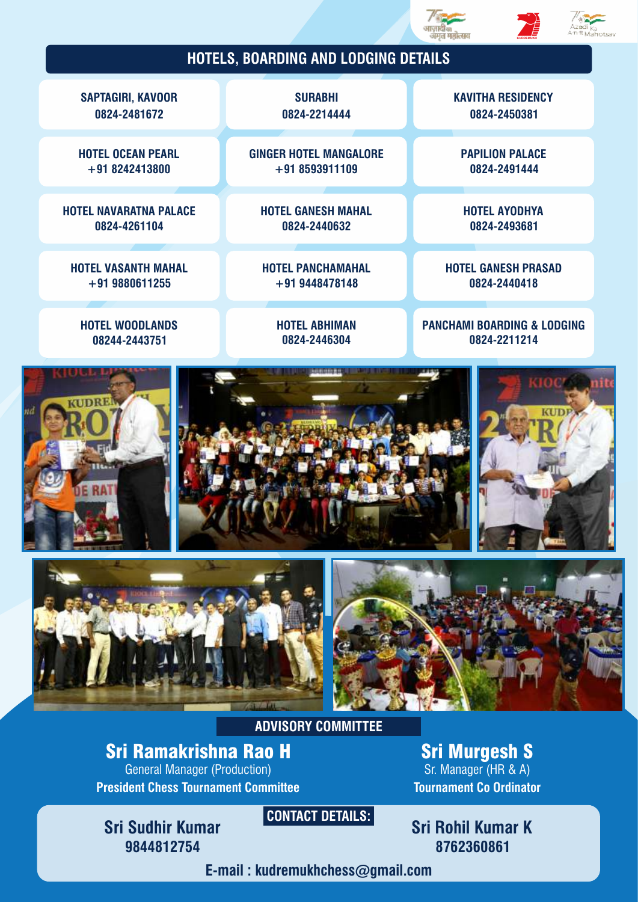## HOTELS, BOARDING AND LODGING DETAILS

| | | |
|---|---|---|
| SAPTAGIRI, KAVOOR<br>0824-2481672 | SURABHI<br>0824-2214444 | KAVITHA RESIDENCY<br>0824-2450381 |
| HOTEL OCEAN PEARL<br>+91 8242413800 | GINGER HOTEL MANGALORE<br>+91 8593911109 | PAPILION PALACE<br>0824-2491444 |
| HOTEL NAVARATNA PALACE<br>0824-4261104 | HOTEL GANESH MAHAL<br>0824-2440632 | HOTEL AYODHYA<br>0824-2493681 |
| HOTEL VASANTH MAHAL<br>+91 9880611255 | HOTEL PANCHAMAHAL<br>+91 9448478148 | HOTEL GANESH PRASAD<br>0824-2440418 |
| HOTEL WOODLANDS<br>08244-2443751 | HOTEL ABHIMAN<br>0824-2446304 | PANCHAMI BOARDING & LODGING<br>0824-2211214 |

## ADVISORY COMMITTEE

**Sri Ramakrishna Rao H**
General Manager (Production)
**President Chess Tournament Committee**

**Sri Murgesh S**
Sr. Manager (HR & A)
**Tournament Co Ordinator**

## CONTACT DETAILS:

**Sri Sudhir Kumar**
**9844812754**

**Sri Rohil Kumar K**
**8762360861**

**E-mail : kudremukhchess@gmail.com**